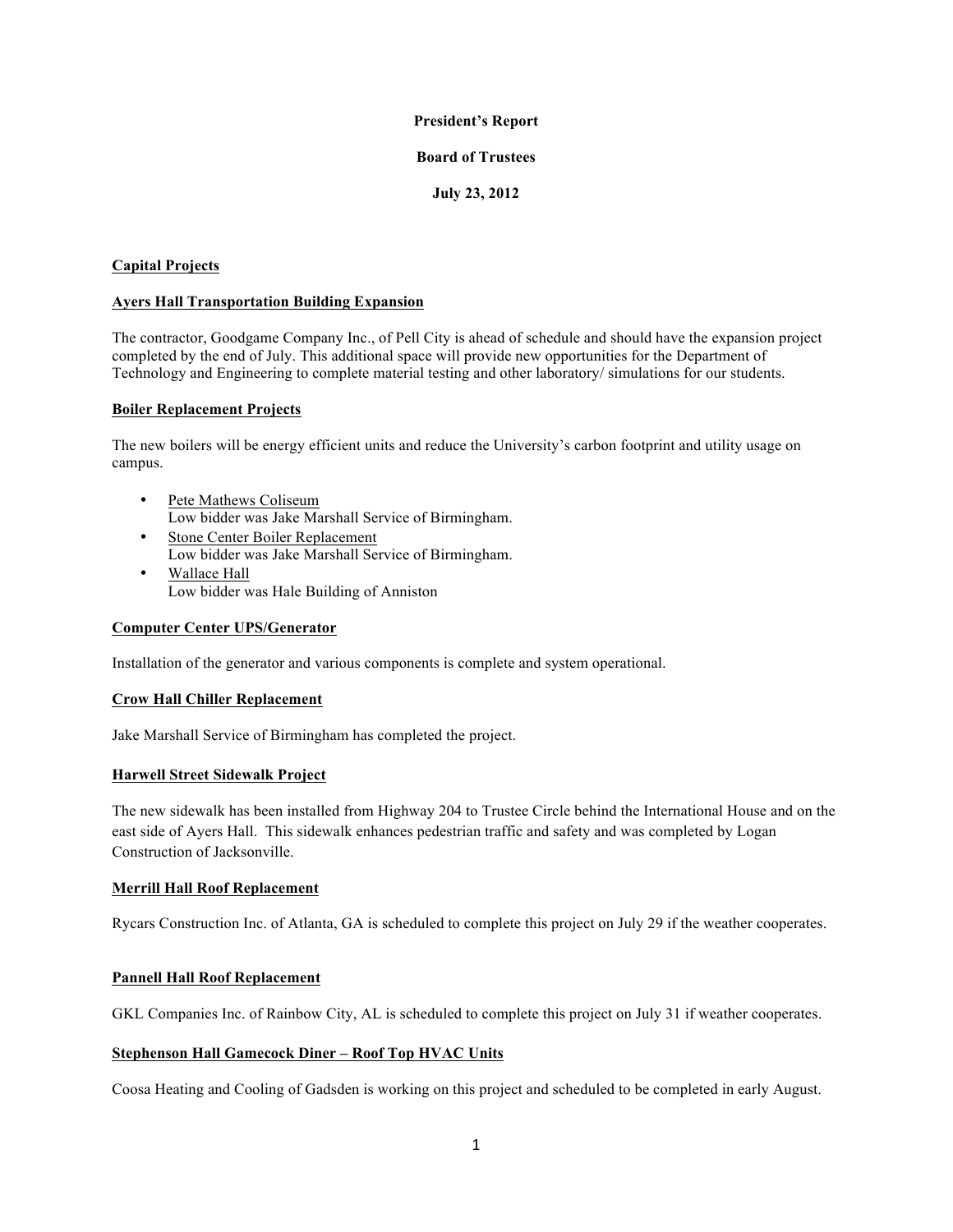**President's Report**

**Board of Trustees**

**July 23, 2012**

## Capital Projects

### Ayers Hall Transportation Building Expansion

The contractor, Goodgame Company Inc., of Pell City is ahead of schedule and should have the expansion project completed by the end of July. This additional space will provide new opportunities for the Department of Technology and Engineering to complete material testing and other laboratory/ simulations for our students.

### Boiler Replacement Projects

The new boilers will be energy efficient units and reduce the University's carbon footprint and utility usage on campus.

- Pete Mathews Coliseum
  Low bidder was Jake Marshall Service of Birmingham.
- Stone Center Boiler Replacement
  Low bidder was Jake Marshall Service of Birmingham.
- Wallace Hall
  Low bidder was Hale Building of Anniston

### Computer Center UPS/Generator

Installation of the generator and various components is complete and system operational.

### Crow Hall Chiller Replacement

Jake Marshall Service of Birmingham has completed the project.

### Harwell Street Sidewalk Project

The new sidewalk has been installed from Highway 204 to Trustee Circle behind the International House and on the east side of Ayers Hall. This sidewalk enhances pedestrian traffic and safety and was completed by Logan Construction of Jacksonville.

### Merrill Hall Roof Replacement

Rycars Construction Inc. of Atlanta, GA is scheduled to complete this project on July 29 if the weather cooperates.

### Pannell Hall Roof Replacement

GKL Companies Inc. of Rainbow City, AL is scheduled to complete this project on July 31 if weather cooperates.

### Stephenson Hall Gamecock Diner – Roof Top HVAC Units

Coosa Heating and Cooling of Gadsden is working on this project and scheduled to be completed in early August.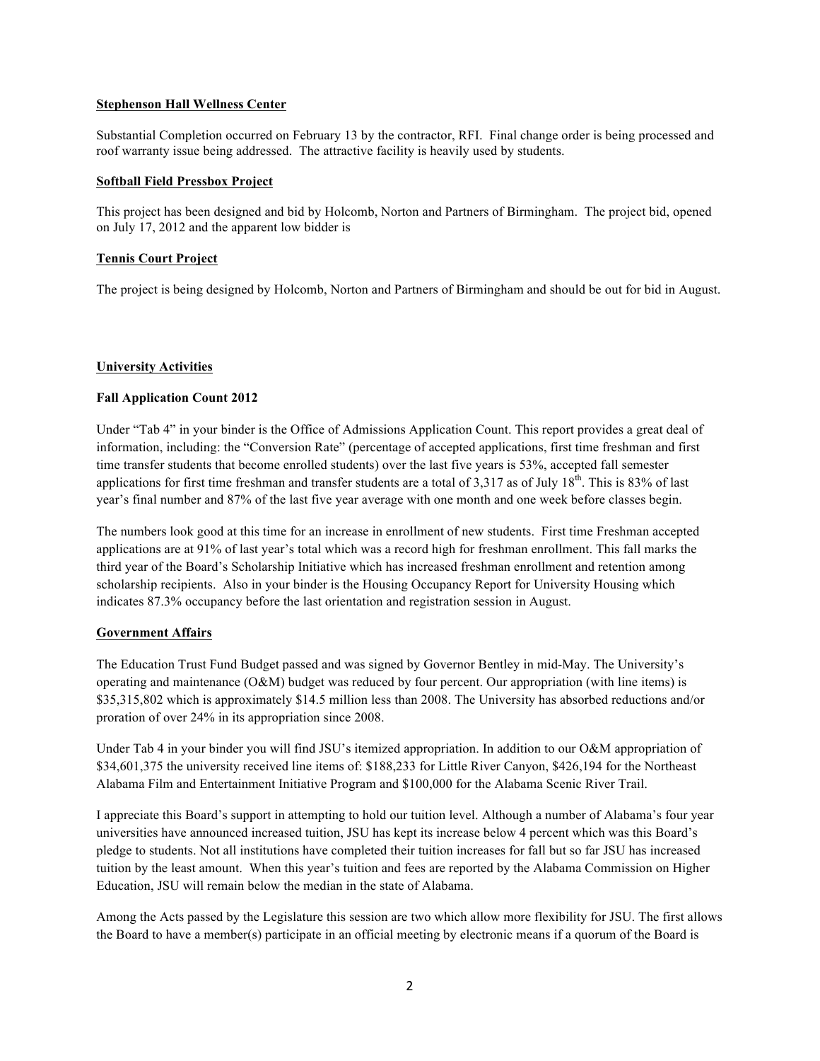**Stephenson Hall Wellness Center**

Substantial Completion occurred on February 13 by the contractor, RFI. Final change order is being processed and roof warranty issue being addressed. The attractive facility is heavily used by students.

**Softball Field Pressbox Project**

This project has been designed and bid by Holcomb, Norton and Partners of Birmingham. The project bid, opened on July 17, 2012 and the apparent low bidder is

**Tennis Court Project**

The project is being designed by Holcomb, Norton and Partners of Birmingham and should be out for bid in August.

**University Activities**

**Fall Application Count 2012**

Under "Tab 4" in your binder is the Office of Admissions Application Count. This report provides a great deal of information, including: the "Conversion Rate" (percentage of accepted applications, first time freshman and first time transfer students that become enrolled students) over the last five years is 53%, accepted fall semester applications for first time freshman and transfer students are a total of 3,317 as of July 18th. This is 83% of last year's final number and 87% of the last five year average with one month and one week before classes begin.

The numbers look good at this time for an increase in enrollment of new students. First time Freshman accepted applications are at 91% of last year's total which was a record high for freshman enrollment. This fall marks the third year of the Board's Scholarship Initiative which has increased freshman enrollment and retention among scholarship recipients. Also in your binder is the Housing Occupancy Report for University Housing which indicates 87.3% occupancy before the last orientation and registration session in August.

**Government Affairs**

The Education Trust Fund Budget passed and was signed by Governor Bentley in mid-May. The University's operating and maintenance (O&M) budget was reduced by four percent. Our appropriation (with line items) is $35,315,802 which is approximately $14.5 million less than 2008. The University has absorbed reductions and/or proration of over 24% in its appropriation since 2008.

Under Tab 4 in your binder you will find JSU's itemized appropriation. In addition to our O&M appropriation of $34,601,375 the university received line items of: $188,233 for Little River Canyon, $426,194 for the Northeast Alabama Film and Entertainment Initiative Program and $100,000 for the Alabama Scenic River Trail.

I appreciate this Board's support in attempting to hold our tuition level. Although a number of Alabama's four year universities have announced increased tuition, JSU has kept its increase below 4 percent which was this Board's pledge to students. Not all institutions have completed their tuition increases for fall but so far JSU has increased tuition by the least amount. When this year's tuition and fees are reported by the Alabama Commission on Higher Education, JSU will remain below the median in the state of Alabama.

Among the Acts passed by the Legislature this session are two which allow more flexibility for JSU. The first allows the Board to have a member(s) participate in an official meeting by electronic means if a quorum of the Board is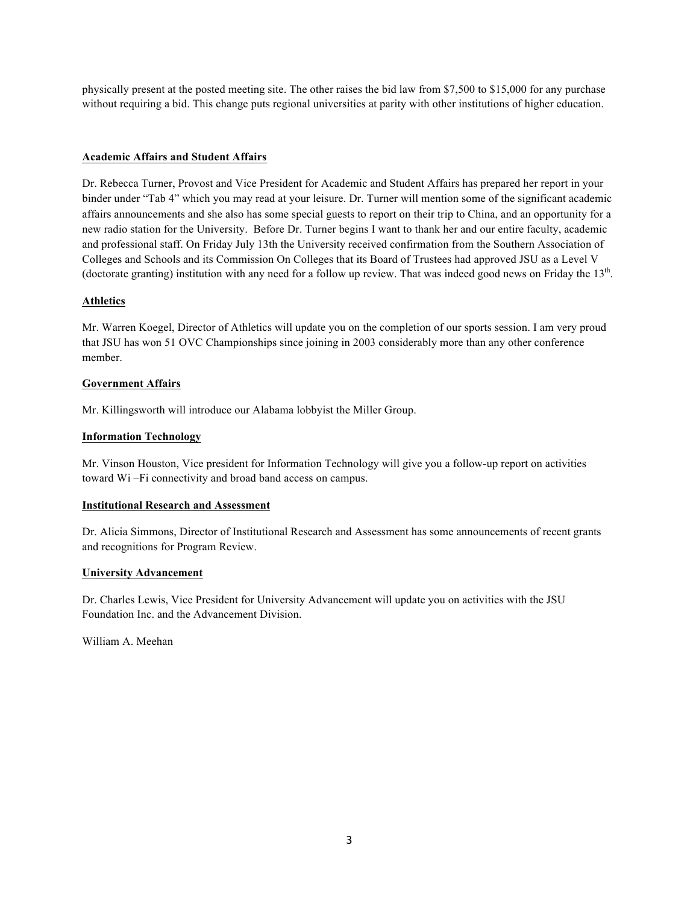physically present at the posted meeting site. The other raises the bid law from $7,500 to $15,000 for any purchase without requiring a bid. This change puts regional universities at parity with other institutions of higher education.

**Academic Affairs and Student Affairs**

Dr. Rebecca Turner, Provost and Vice President for Academic and Student Affairs has prepared her report in your binder under "Tab 4" which you may read at your leisure. Dr. Turner will mention some of the significant academic affairs announcements and she also has some special guests to report on their trip to China, and an opportunity for a new radio station for the University. Before Dr. Turner begins I want to thank her and our entire faculty, academic and professional staff. On Friday July 13th the University received confirmation from the Southern Association of Colleges and Schools and its Commission On Colleges that its Board of Trustees had approved JSU as a Level V (doctorate granting) institution with any need for a follow up review. That was indeed good news on Friday the 13th.

**Athletics**

Mr. Warren Koegel, Director of Athletics will update you on the completion of our sports session. I am very proud that JSU has won 51 OVC Championships since joining in 2003 considerably more than any other conference member.

**Government Affairs**

Mr. Killingsworth will introduce our Alabama lobbyist the Miller Group.

**Information Technology**

Mr. Vinson Houston, Vice president for Information Technology will give you a follow-up report on activities toward Wi –Fi connectivity and broad band access on campus.

**Institutional Research and Assessment**

Dr. Alicia Simmons, Director of Institutional Research and Assessment has some announcements of recent grants and recognitions for Program Review.

**University Advancement**

Dr. Charles Lewis, Vice President for University Advancement will update you on activities with the JSU Foundation Inc. and the Advancement Division.

William A. Meehan